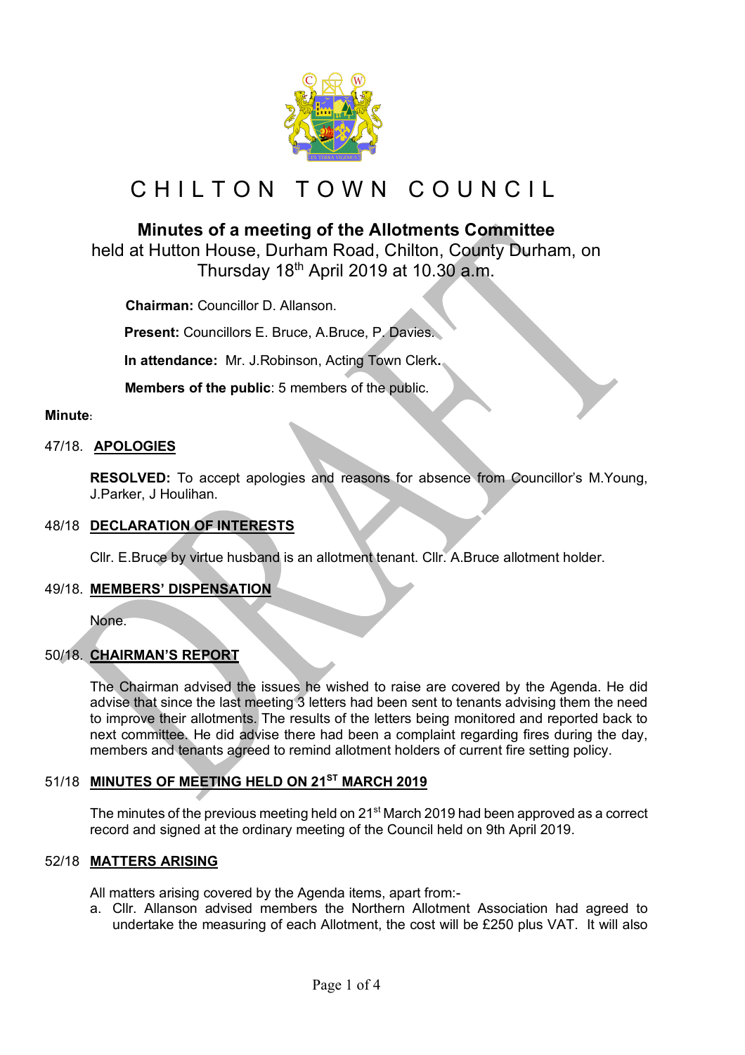# CHILTON TOWN COUNCIL

## Minutes of a meeting of the Allotments Committee

held at Hutton House, Durham Road, Chilton, County Durham, on Thursday 18th April 2019 at 10.30 a.m.

**Chairman:** Councillor D. Allanson.

**Present:** Councillors E. Bruce, A.Bruce, P. Davies.

**In attendance:** Mr. J.Robinson, Acting Town Clerk.

**Members of the public**: 5 members of the public.

**Minute**:

47/18. **APOLOGIES**

**RESOLVED:** To accept apologies and reasons for absence from Councillor's M.Young, J.Parker, J Houlihan.

48/18 **DECLARATION OF INTERESTS**

Cllr. E.Bruce by virtue husband is an allotment tenant. Cllr. A.Bruce allotment holder.

49/18. **MEMBERS' DISPENSATION**

None.

50/18. **CHAIRMAN'S REPORT**

The Chairman advised the issues he wished to raise are covered by the Agenda. He did advise that since the last meeting 3 letters had been sent to tenants advising them the need to improve their allotments. The results of the letters being monitored and reported back to next committee. He did advise there had been a complaint regarding fires during the day, members and tenants agreed to remind allotment holders of current fire setting policy.

51/18 **MINUTES OF MEETING HELD ON 21ST MARCH 2019**

The minutes of the previous meeting held on 21st March 2019 had been approved as a correct record and signed at the ordinary meeting of the Council held on 9th April 2019.

52/18 **MATTERS ARISING**

All matters arising covered by the Agenda items, apart from:-

a. Cllr. Allanson advised members the Northern Allotment Association had agreed to undertake the measuring of each Allotment, the cost will be £250 plus VAT. It will also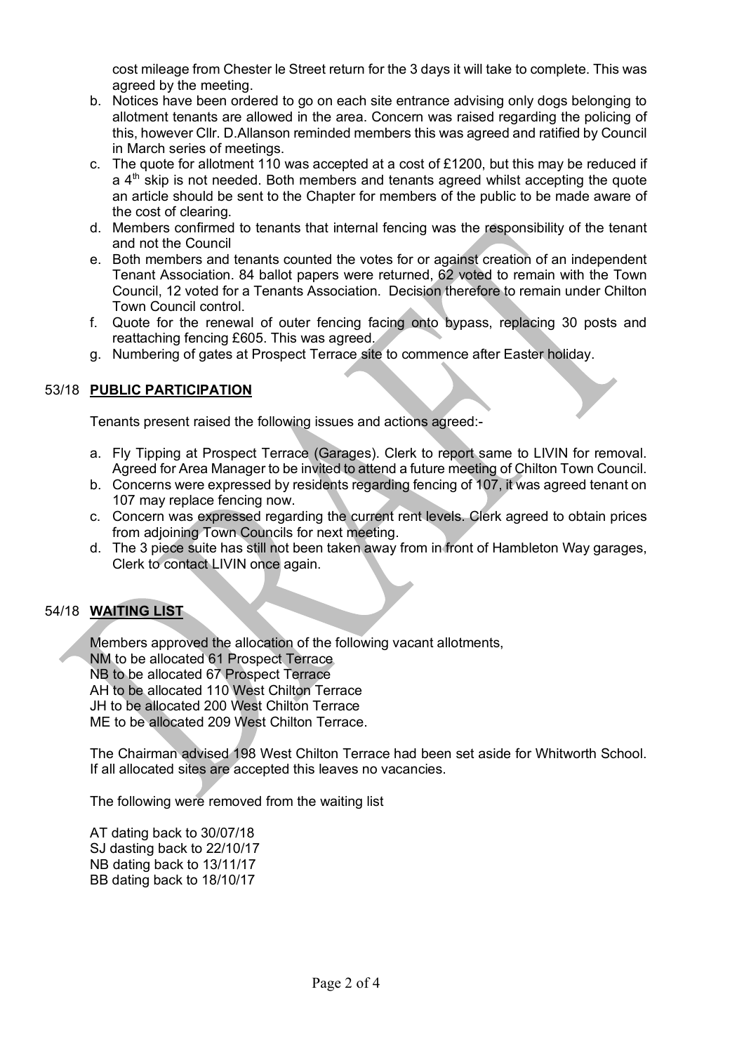cost mileage from Chester le Street return for the 3 days it will take to complete. This was agreed by the meeting.

b. Notices have been ordered to go on each site entrance advising only dogs belonging to allotment tenants are allowed in the area. Concern was raised regarding the policing of this, however Cllr. D.Allanson reminded members this was agreed and ratified by Council in March series of meetings.
c. The quote for allotment 110 was accepted at a cost of £1200, but this may be reduced if a 4th skip is not needed. Both members and tenants agreed whilst accepting the quote an article should be sent to the Chapter for members of the public to be made aware of the cost of clearing.
d. Members confirmed to tenants that internal fencing was the responsibility of the tenant and not the Council
e. Both members and tenants counted the votes for or against creation of an independent Tenant Association. 84 ballot papers were returned, 62 voted to remain with the Town Council, 12 voted for a Tenants Association. Decision therefore to remain under Chilton Town Council control.
f. Quote for the renewal of outer fencing facing onto bypass, replacing 30 posts and reattaching fencing £605. This was agreed.
g. Numbering of gates at Prospect Terrace site to commence after Easter holiday.

53/18 **PUBLIC PARTICIPATION**

Tenants present raised the following issues and actions agreed:-

a. Fly Tipping at Prospect Terrace (Garages). Clerk to report same to LIVIN for removal. Agreed for Area Manager to be invited to attend a future meeting of Chilton Town Council.
b. Concerns were expressed by residents regarding fencing of 107, it was agreed tenant on 107 may replace fencing now.
c. Concern was expressed regarding the current rent levels. Clerk agreed to obtain prices from adjoining Town Councils for next meeting.
d. The 3 piece suite has still not been taken away from in front of Hambleton Way garages, Clerk to contact LIVIN once again.

54/18 **WAITING LIST**

Members approved the allocation of the following vacant allotments,
NM to be allocated 61 Prospect Terrace
NB to be allocated 67 Prospect Terrace
AH to be allocated 110 West Chilton Terrace
JH to be allocated 200 West Chilton Terrace
ME to be allocated 209 West Chilton Terrace.

The Chairman advised 198 West Chilton Terrace had been set aside for Whitworth School. If all allocated sites are accepted this leaves no vacancies.

The following were removed from the waiting list

AT dating back to 30/07/18
SJ dasting back to 22/10/17
NB dating back to 13/11/17
BB dating back to 18/10/17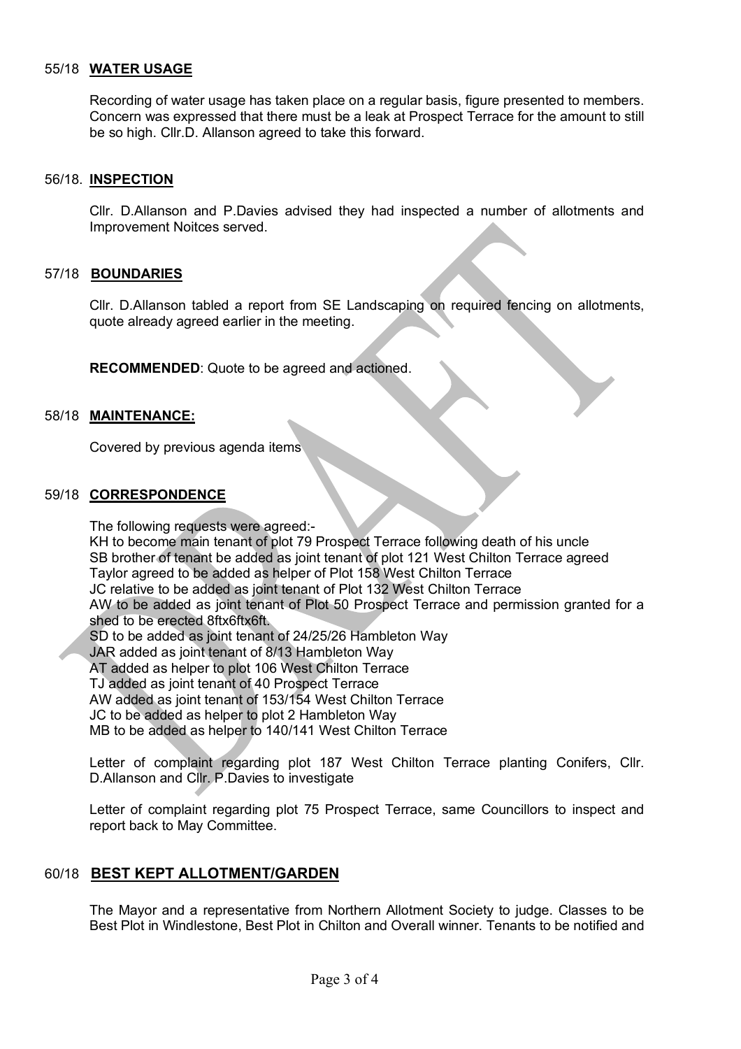55/18 **WATER USAGE**

Recording of water usage has taken place on a regular basis, figure presented to members. Concern was expressed that there must be a leak at Prospect Terrace for the amount to still be so high. Cllr.D. Allanson agreed to take this forward.

56/18. **INSPECTION**

Cllr. D.Allanson and P.Davies advised they had inspected a number of allotments and Improvement Noitces served.

57/18 **BOUNDARIES**

Cllr. D.Allanson tabled a report from SE Landscaping on required fencing on allotments, quote already agreed earlier in the meeting.

**RECOMMENDED**: Quote to be agreed and actioned.

58/18 **MAINTENANCE:**

Covered by previous agenda items

59/18 **CORRESPONDENCE**

The following requests were agreed:-
KH to become main tenant of plot 79 Prospect Terrace following death of his uncle
SB brother of tenant be added as joint tenant of plot 121 West Chilton Terrace agreed
Taylor agreed to be added as helper of Plot 158 West Chilton Terrace
JC relative to be added as joint tenant of Plot 132 West Chilton Terrace
AW to be added as joint tenant of Plot 50 Prospect Terrace and permission granted for a shed to be erected 8ftx6ftx6ft.
SD to be added as joint tenant of 24/25/26 Hambleton Way
JAR added as joint tenant of 8/13 Hambleton Way
AT added as helper to plot 106 West Chilton Terrace
TJ added as joint tenant of 40 Prospect Terrace
AW added as joint tenant of 153/154 West Chilton Terrace
JC to be added as helper to plot 2 Hambleton Way
MB to be added as helper to 140/141 West Chilton Terrace

Letter of complaint regarding plot 187 West Chilton Terrace planting Conifers, Cllr. D.Allanson and Cllr. P.Davies to investigate

Letter of complaint regarding plot 75 Prospect Terrace, same Councillors to inspect and report back to May Committee.

60/18 **BEST KEPT ALLOTMENT/GARDEN**

The Mayor and a representative from Northern Allotment Society to judge. Classes to be Best Plot in Windlestone, Best Plot in Chilton and Overall winner. Tenants to be notified and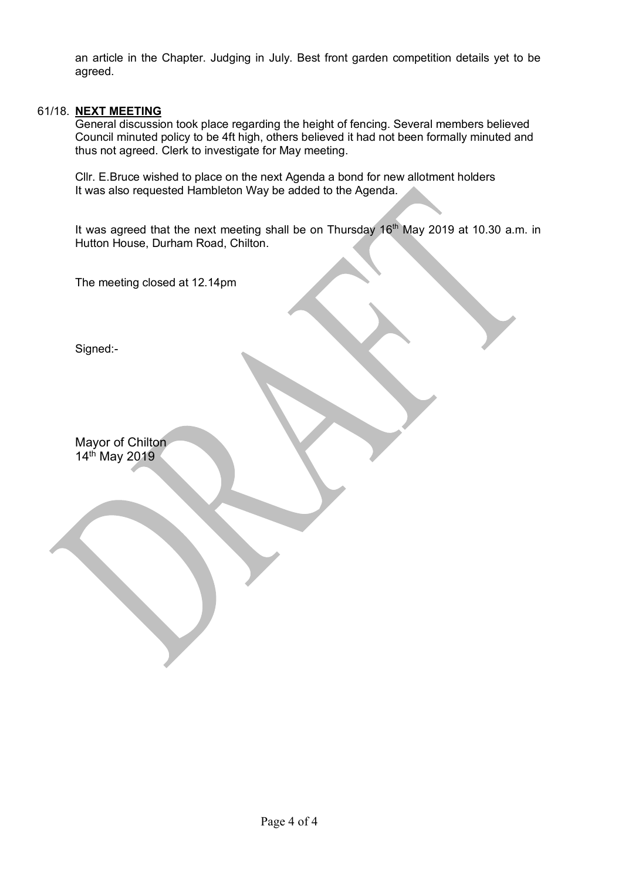an article in the Chapter. Judging in July. Best front garden competition details yet to be agreed.

61/18. **NEXT MEETING**

General discussion took place regarding the height of fencing. Several members believed Council minuted policy to be 4ft high, others believed it had not been formally minuted and thus not agreed. Clerk to investigate for May meeting.

Cllr. E.Bruce wished to place on the next Agenda a bond for new allotment holders
It was also requested Hambleton Way be added to the Agenda.

It was agreed that the next meeting shall be on Thursday 16th May 2019 at 10.30 a.m. in Hutton House, Durham Road, Chilton.

The meeting closed at 12.14pm

Signed:-

Mayor of Chilton
14th May 2019

DRAFT